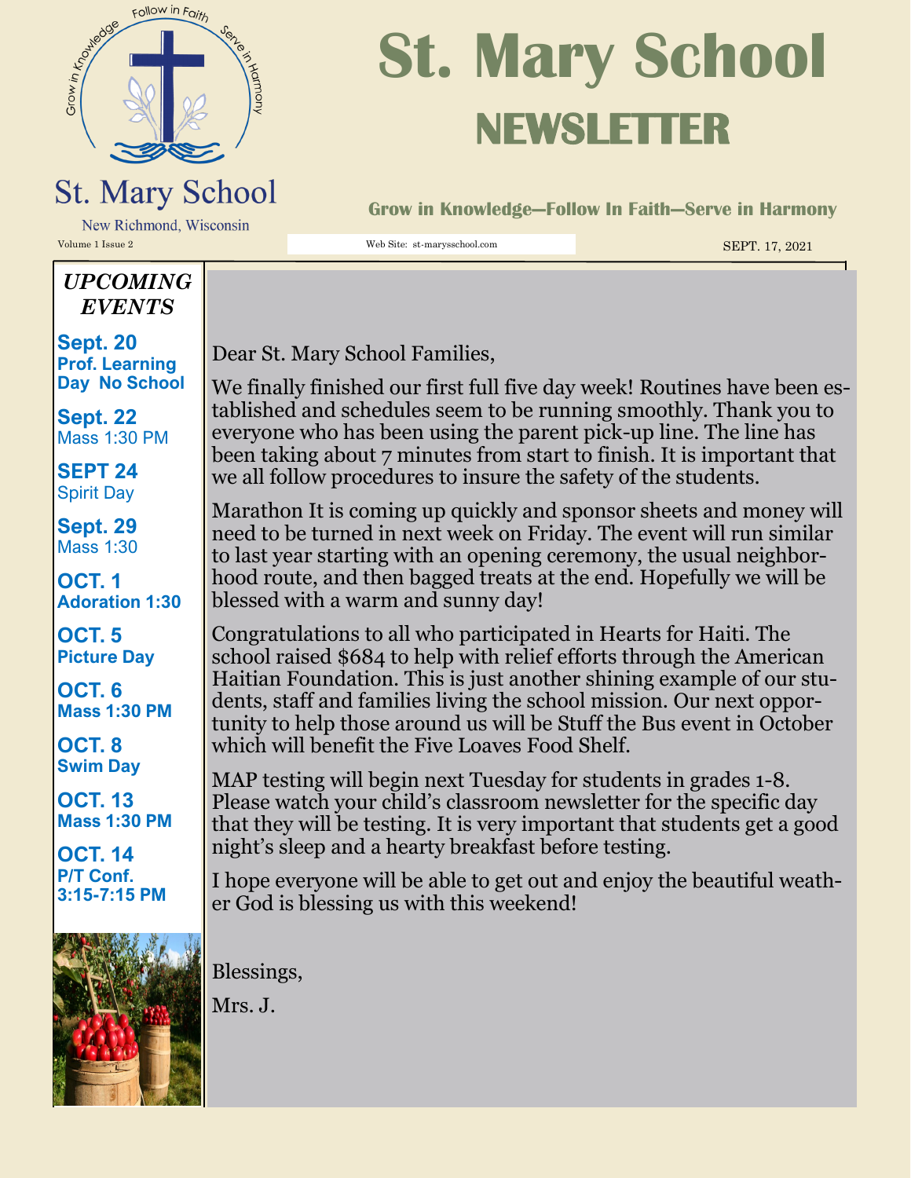# St. Mary School NEWSLETTER

St. Mary School

New Richmond, Wisconsin

**Grow in Knowledge—Follow In Faith—Serve in Harmony**

Volume 1 Issue 2

Web Site: st-marysschool.com

SEPT. 17, 2021

## *UPCOMING EVENTS*

**Sept. 20**
**Prof. Learning Day No School**

**Sept. 22**
Mass 1:30 PM

**SEPT 24**
Spirit Day

**Sept. 29**
Mass 1:30

**OCT. 1**
**Adoration 1:30**

**OCT. 5**
**Picture Day**

**OCT. 6**
**Mass 1:30 PM**

**OCT. 8**
**Swim Day**

**OCT. 13**
**Mass 1:30 PM**

**OCT. 14**
**P/T Conf. 3:15-7:15 PM**

Dear St. Mary School Families,

We finally finished our first full five day week! Routines have been established and schedules seem to be running smoothly. Thank you to everyone who has been using the parent pick-up line. The line has been taking about 7 minutes from start to finish. It is important that we all follow procedures to insure the safety of the students.

Marathon It is coming up quickly and sponsor sheets and money will need to be turned in next week on Friday. The event will run similar to last year starting with an opening ceremony, the usual neighborhood route, and then bagged treats at the end. Hopefully we will be blessed with a warm and sunny day!

Congratulations to all who participated in Hearts for Haiti. The school raised $684 to help with relief efforts through the American Haitian Foundation. This is just another shining example of our students, staff and families living the school mission. Our next opportunity to help those around us will be Stuff the Bus event in October which will benefit the Five Loaves Food Shelf.

MAP testing will begin next Tuesday for students in grades 1-8. Please watch your child's classroom newsletter for the specific day that they will be testing. It is very important that students get a good night's sleep and a hearty breakfast before testing.

I hope everyone will be able to get out and enjoy the beautiful weather God is blessing us with this weekend!

Blessings,

Mrs. J.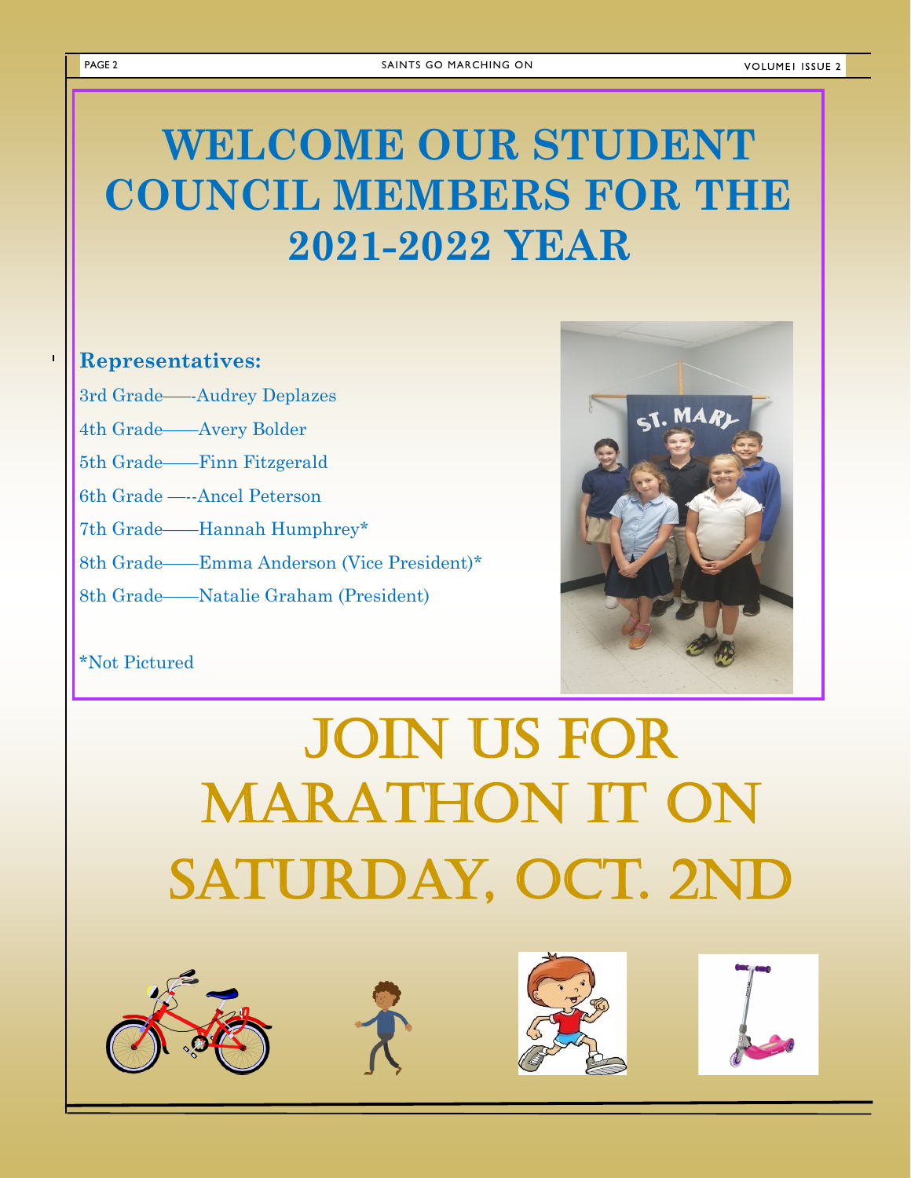# WELCOME OUR STUDENT COUNCIL MEMBERS FOR THE 2021-2022 YEAR

**Representatives:**

3rd Grade——-Audrey Deplazes

4th Grade——Avery Bolder

5th Grade——Finn Fitzgerald

6th Grade —--Ancel Peterson

7th Grade——Hannah Humphrey*

8th Grade——Emma Anderson (Vice President)*

8th Grade——Natalie Graham (President)

*Not Pictured

# JOIN US FOR MARATHON IT ON SATURDAY, OCT. 2ND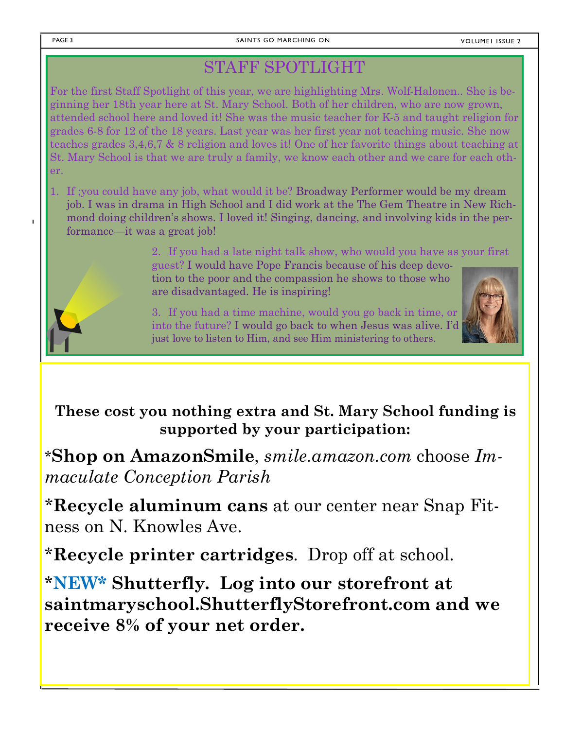## STAFF SPOTLIGHT

For the first Staff Spotlight of this year, we are highlighting Mrs. Wolf-Halonen.. She is beginning her 18th year here at St. Mary School. Both of her children, who are now grown, attended school here and loved it! She was the music teacher for K-5 and taught religion for grades 6-8 for 12 of the 18 years. Last year was her first year not teaching music. She now teaches grades 3,4,6,7 & 8 religion and loves it! One of her favorite things about teaching at St. Mary School is that we are truly a family, we know each other and we care for each other.

1. If ;you could have any job, what would it be? Broadway Performer would be my dream job. I was in drama in High School and I did work at the The Gem Theatre in New Richmond doing children's shows. I loved it! Singing, dancing, and involving kids in the performance—it was a great job!

2. If you had a late night talk show, who would you have as your first guest? I would have Pope Francis because of his deep devotion to the poor and the compassion he shows to those who are disadvantaged. He is inspiring!

3. If you had a time machine, would you go back in time, or into the future? I would go back to when Jesus was alive. I'd just love to listen to Him, and see Him ministering to others.

**These cost you nothing extra and St. Mary School funding is supported by your participation:**

\***Shop on AmazonSmile**, *smile.amazon.com* choose *Immaculate Conception Parish*

\***Recycle aluminum cans** at our center near Snap Fitness on N. Knowles Ave.

\***Recycle printer cartridges**. Drop off at school.

\***NEW\* Shutterfly. Log into our storefront at saintmaryschool.ShutterflyStorefront.com and we receive 8% of your net order.**